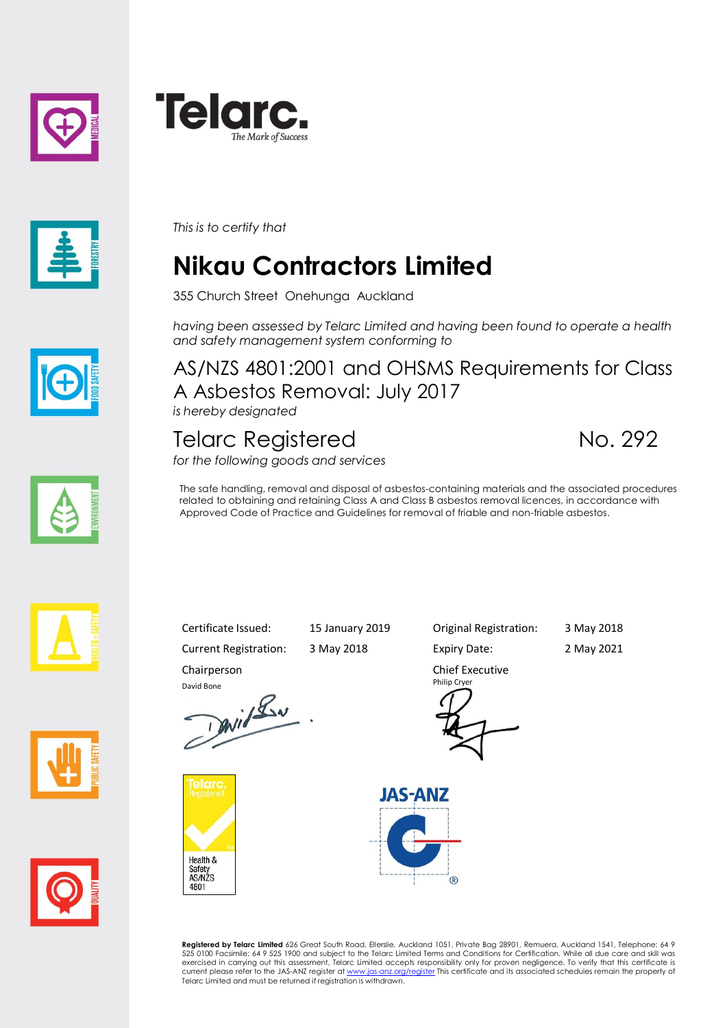**Telarc.**
*The Mark of Success*

*This is to certify that*

# Nikau Contractors Limited

355 Church Street Onehunga Auckland

*having been assessed by Telarc Limited and having been found to operate a health and safety management system conforming to*

## AS/NZS 4801:2001 and OHSMS Requirements for Class A Asbestos Removal: July 2017

*is hereby designated*

## Telarc Registered No. 292

*for the following goods and services*

The safe handling, removal and disposal of asbestos-containing materials and the associated procedures related to obtaining and retaining Class A and Class B asbestos removal licences, in accordance with Approved Code of Practice and Guidelines for removal of friable and non-friable asbestos.

| | | | |
|---|---|---|---|
| Certificate Issued: | 15 January 2019 | Original Registration: | 3 May 2018 |
| Current Registration: | 3 May 2018 | Expiry Date: | 2 May 2021 |

Chairperson
David Bone

Chief Executive
Philip Cryer

Telarc. Registered
Health & Safety AS/NZS 4801

JAS-ANZ

**Registered by Telarc Limited** 626 Great South Road, Ellerslie, Auckland 1051, Private Bag 28901, Remuera, Auckland 1541, Telephone: 64 9 525 0100 Facsimile: 64 9 525 1900 and subject to the Telarc Limited Terms and Conditions for Certification. While all due care and skill was exercised in carrying out this assessment, Telarc Limited accepts responsibility only for proven negligence. To verify that this certificate is current please refer to the JAS-ANZ register at www.jas-anz.org/register This certificate and its associated schedules remain the property of Telarc Limited and must be returned if registration is withdrawn.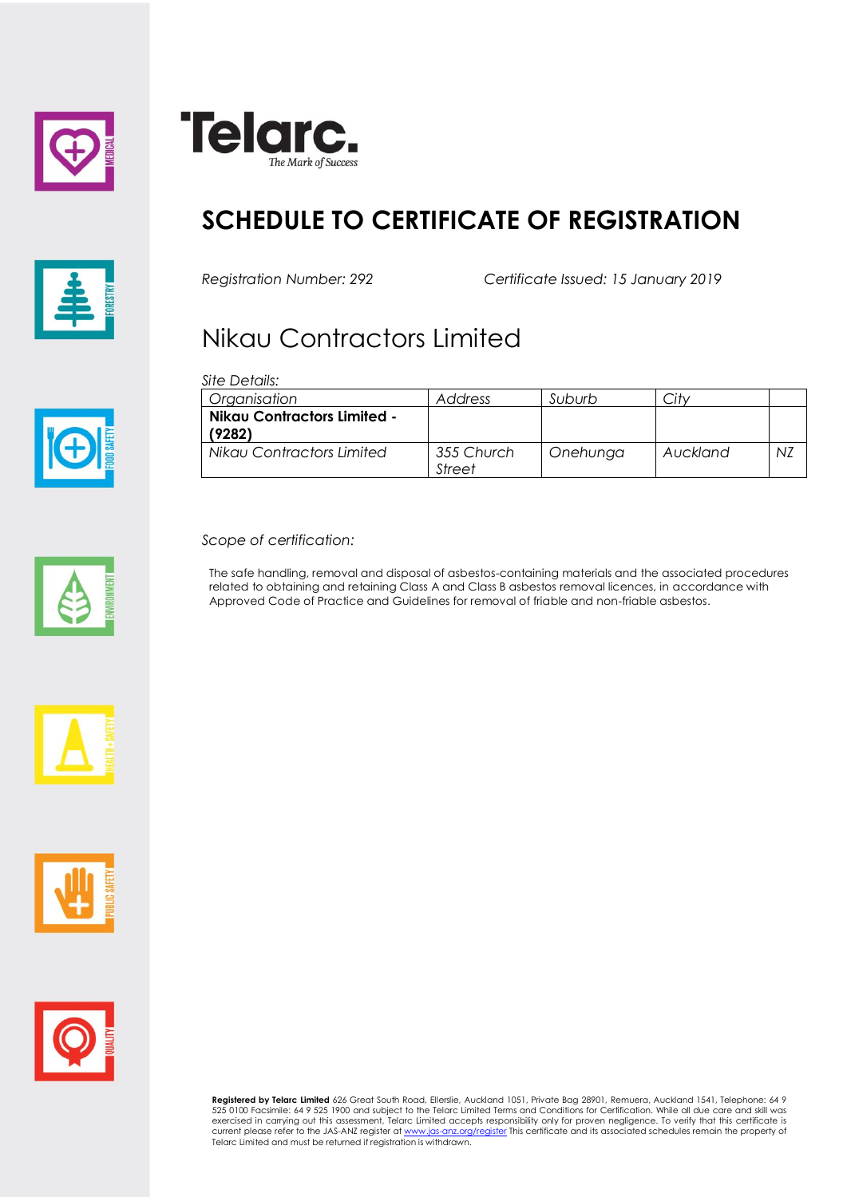Telarc.

The Mark of Success

# SCHEDULE TO CERTIFICATE OF REGISTRATION

*Registration Number: 292* *Certificate Issued: 15 January 2019*

## Nikau Contractors Limited

*Site Details:*

| *Organisation* | *Address* | *Suburb* | *City* | |
|---|---|---|---|---|
| **Nikau Contractors Limited - (9282)** | | | | |
| *Nikau Contractors Limited* | *355 Church Street* | *Onehunga* | *Auckland* | *NZ* |

*Scope of certification:*

The safe handling, removal and disposal of asbestos-containing materials and the associated procedures related to obtaining and retaining Class A and Class B asbestos removal licences, in accordance with Approved Code of Practice and Guidelines for removal of friable and non-friable asbestos.

**Registered by Telarc Limited** 626 Great South Road, Ellerslie, Auckland 1051, Private Bag 28901, Remuera, Auckland 1541, Telephone: 64 9 525 0100 Facsimile: 64 9 525 1900 and subject to the Telarc Limited Terms and Conditions for Certification. While all due care and skill was exercised in carrying out this assessment, Telarc Limited accepts responsibility only for proven negligence. To verify that this certificate is current please refer to the JAS-ANZ register at www.jas-anz.org/register This certificate and its associated schedules remain the property of Telarc Limited and must be returned if registration is withdrawn.